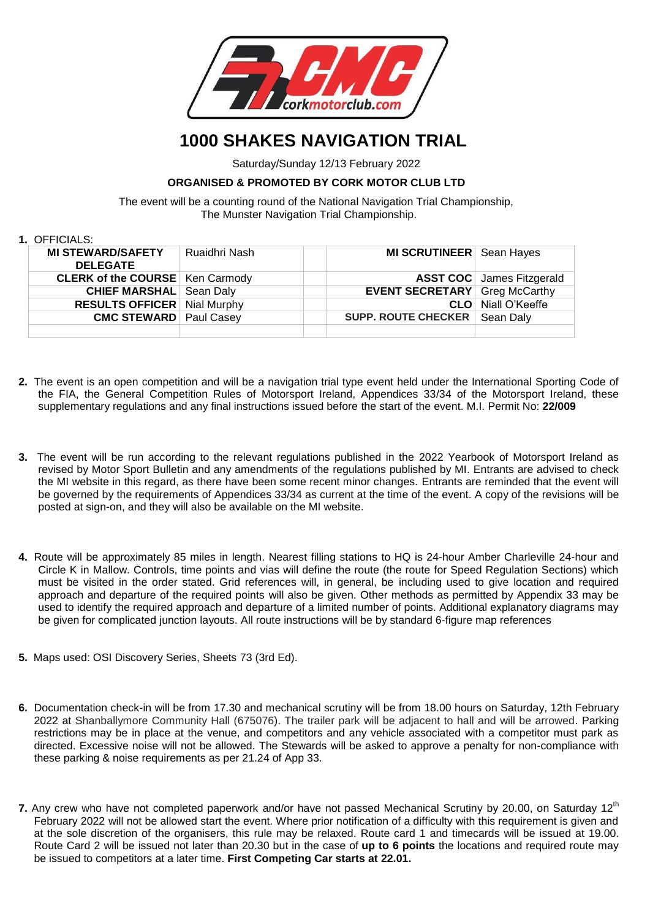# 1000 SHAKES NAVIGATION TRIAL

Saturday/Sunday 12/13 February 2022

**ORGANISED & PROMOTED BY CORK MOTOR CLUB LTD**

The event will be a counting round of the National Navigation Trial Championship, The Munster Navigation Trial Championship.

**1.** OFFICIALS:

| | | | | |
|---|---|---|---|---|
| **MI STEWARD/SAFETY DELEGATE** | Ruaidhri Nash | | **MI SCRUTINEER** | Sean Hayes |
| **CLERK of the COURSE** | Ken Carmody | | **ASST COC** | James Fitzgerald |
| **CHIEF MARSHAL** | Sean Daly | | **EVENT SECRETARY** | Greg McCarthy |
| **RESULTS OFFICER** | Nial Murphy | | **CLO** | Niall O'Keeffe |
| **CMC STEWARD** | Paul Casey | | **SUPP. ROUTE CHECKER** | Sean Daly |
| | | | | |

**2.** The event is an open competition and will be a navigation trial type event held under the International Sporting Code of the FIA, the General Competition Rules of Motorsport Ireland, Appendices 33/34 of the Motorsport Ireland, these supplementary regulations and any final instructions issued before the start of the event. M.I. Permit No: **22/009**

**3.** The event will be run according to the relevant regulations published in the 2022 Yearbook of Motorsport Ireland as revised by Motor Sport Bulletin and any amendments of the regulations published by MI. Entrants are advised to check the MI website in this regard, as there have been some recent minor changes. Entrants are reminded that the event will be governed by the requirements of Appendices 33/34 as current at the time of the event. A copy of the revisions will be posted at sign-on, and they will also be available on the MI website.

**4.** Route will be approximately 85 miles in length. Nearest filling stations to HQ is 24-hour Amber Charleville 24-hour and Circle K in Mallow. Controls, time points and vias will define the route (the route for Speed Regulation Sections) which must be visited in the order stated. Grid references will, in general, be including used to give location and required approach and departure of the required points will also be given. Other methods as permitted by Appendix 33 may be used to identify the required approach and departure of a limited number of points. Additional explanatory diagrams may be given for complicated junction layouts. All route instructions will be by standard 6-figure map references

**5.** Maps used: OSI Discovery Series, Sheets 73 (3rd Ed).

**6.** Documentation check-in will be from 17.30 and mechanical scrutiny will be from 18.00 hours on Saturday, 12th February 2022 at Shanballymore Community Hall (675076). The trailer park will be adjacent to hall and will be arrowed. Parking restrictions may be in place at the venue, and competitors and any vehicle associated with a competitor must park as directed. Excessive noise will not be allowed. The Stewards will be asked to approve a penalty for non-compliance with these parking & noise requirements as per 21.24 of App 33.

**7.** Any crew who have not completed paperwork and/or have not passed Mechanical Scrutiny by 20.00, on Saturday 12th February 2022 will not be allowed start the event. Where prior notification of a difficulty with this requirement is given and at the sole discretion of the organisers, this rule may be relaxed. Route card 1 and timecards will be issued at 19.00. Route Card 2 will be issued not later than 20.30 but in the case of **up to 6 points** the locations and required route may be issued to competitors at a later time. **First Competing Car starts at 22.01.**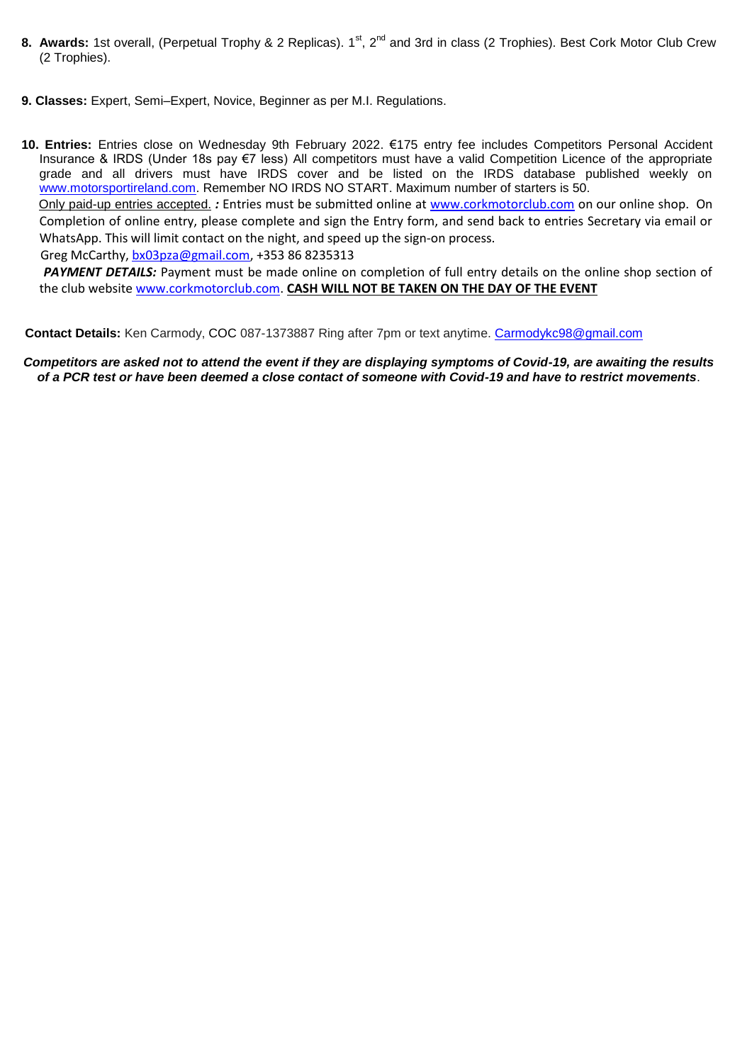8. **Awards:** 1st overall, (Perpetual Trophy & 2 Replicas). 1st, 2nd and 3rd in class (2 Trophies). Best Cork Motor Club Crew (2 Trophies).

9. **Classes:** Expert, Semi–Expert, Novice, Beginner as per M.I. Regulations.

10. **Entries:** Entries close on Wednesday 9th February 2022. €175 entry fee includes Competitors Personal Accident Insurance & IRDS (Under 18s pay €7 less) All competitors must have a valid Competition Licence of the appropriate grade and all drivers must have IRDS cover and be listed on the IRDS database published weekly on www.motorsportireland.com. Remember NO IRDS NO START. Maximum number of starters is 50.

    Only paid-up entries accepted. *:* Entries must be submitted online at www.corkmotorclub.com on our online shop. On Completion of online entry, please complete and sign the Entry form, and send back to entries Secretary via email or WhatsApp. This will limit contact on the night, and speed up the sign-on process.

    Greg McCarthy, bx03pza@gmail.com, +353 86 8235313

    ***PAYMENT DETAILS:*** Payment must be made online on completion of full entry details on the online shop section of the club website www.corkmotorclub.com. **CASH WILL NOT BE TAKEN ON THE DAY OF THE EVENT**

**Contact Details:** Ken Carmody, COC 087-1373887 Ring after 7pm or text anytime. Carmodykc98@gmail.com

***Competitors are asked not to attend the event if they are displaying symptoms of Covid-19, are awaiting the results of a PCR test or have been deemed a close contact of someone with Covid-19 and have to restrict movements***.